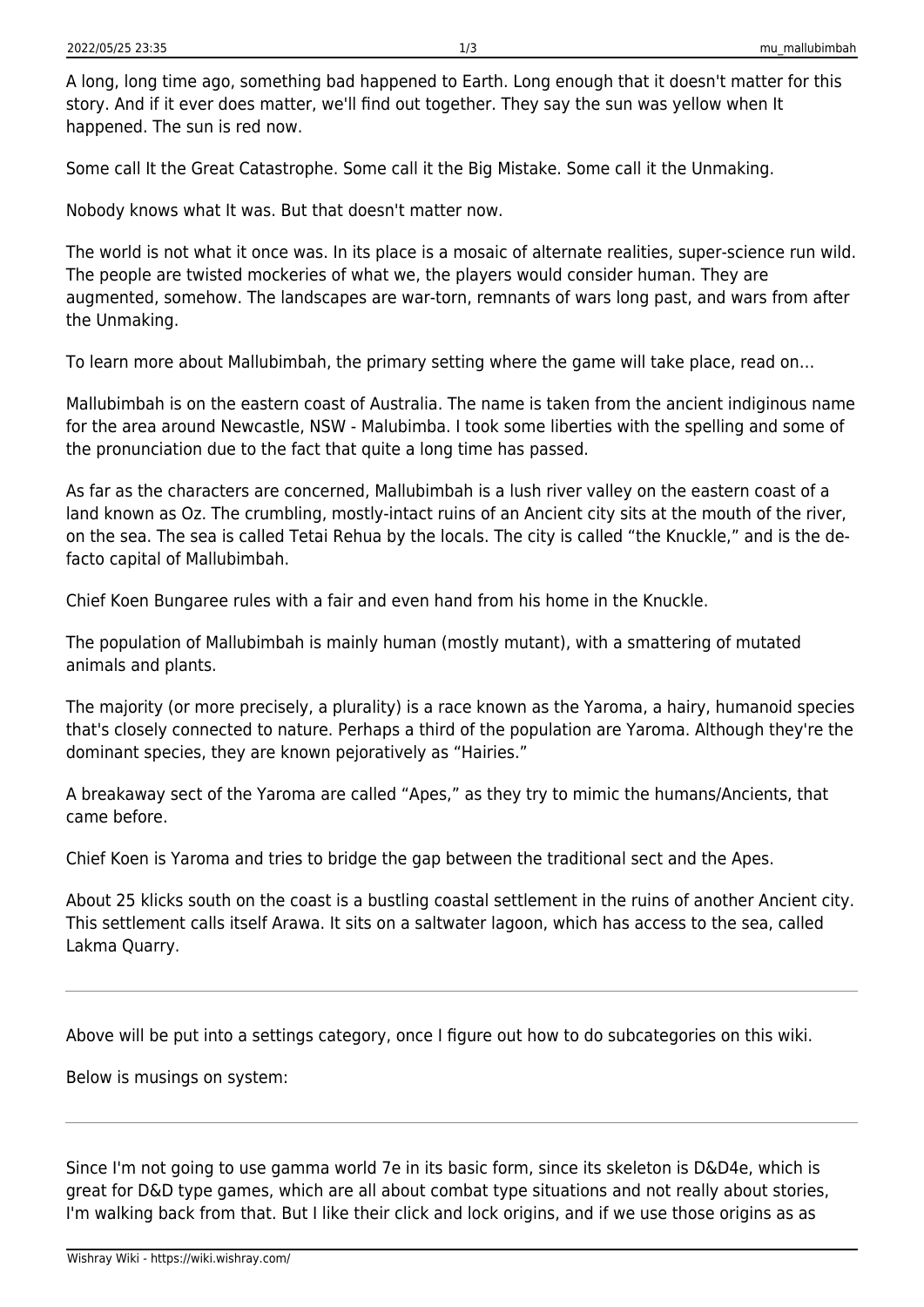A long, long time ago, something bad happened to Earth. Long enough that it doesn't matter for this story. And if it ever does matter, we'll find out together. They say the sun was yellow when It happened. The sun is red now.

Some call It the Great Catastrophe. Some call it the Big Mistake. Some call it the Unmaking.

Nobody knows what It was. But that doesn't matter now.

The world is not what it once was. In its place is a mosaic of alternate realities, super-science run wild. The people are twisted mockeries of what we, the players would consider human. They are augmented, somehow. The landscapes are war-torn, remnants of wars long past, and wars from after the Unmaking.

To learn more about Mallubimbah, the primary setting where the game will take place, read on…

Mallubimbah is on the eastern coast of Australia. The name is taken from the ancient indiginous name for the area around Newcastle, NSW - Malubimba. I took some liberties with the spelling and some of the pronunciation due to the fact that quite a long time has passed.

As far as the characters are concerned, Mallubimbah is a lush river valley on the eastern coast of a land known as Oz. The crumbling, mostly-intact ruins of an Ancient city sits at the mouth of the river, on the sea. The sea is called Tetai Rehua by the locals. The city is called "the Knuckle," and is the de-facto capital of Mallubimbah.

Chief Koen Bungaree rules with a fair and even hand from his home in the Knuckle.

The population of Mallubimbah is mainly human (mostly mutant), with a smattering of mutated animals and plants.

The majority (or more precisely, a plurality) is a race known as the Yaroma, a hairy, humanoid species that's closely connected to nature. Perhaps a third of the population are Yaroma. Although they're the dominant species, they are known pejoratively as "Hairies."

A breakaway sect of the Yaroma are called "Apes," as they try to mimic the humans/Ancients, that came before.

Chief Koen is Yaroma and tries to bridge the gap between the traditional sect and the Apes.

About 25 klicks south on the coast is a bustling coastal settlement in the ruins of another Ancient city. This settlement calls itself Arawa. It sits on a saltwater lagoon, which has access to the sea, called Lakma Quarry.

---

Above will be put into a settings category, once I figure out how to do subcategories on this wiki.

Below is musings on system:

---

Since I'm not going to use gamma world 7e in its basic form, since its skeleton is D&D4e, which is great for D&D type games, which are all about combat type situations and not really about stories, I'm walking back from that. But I like their click and lock origins, and if we use those origins as as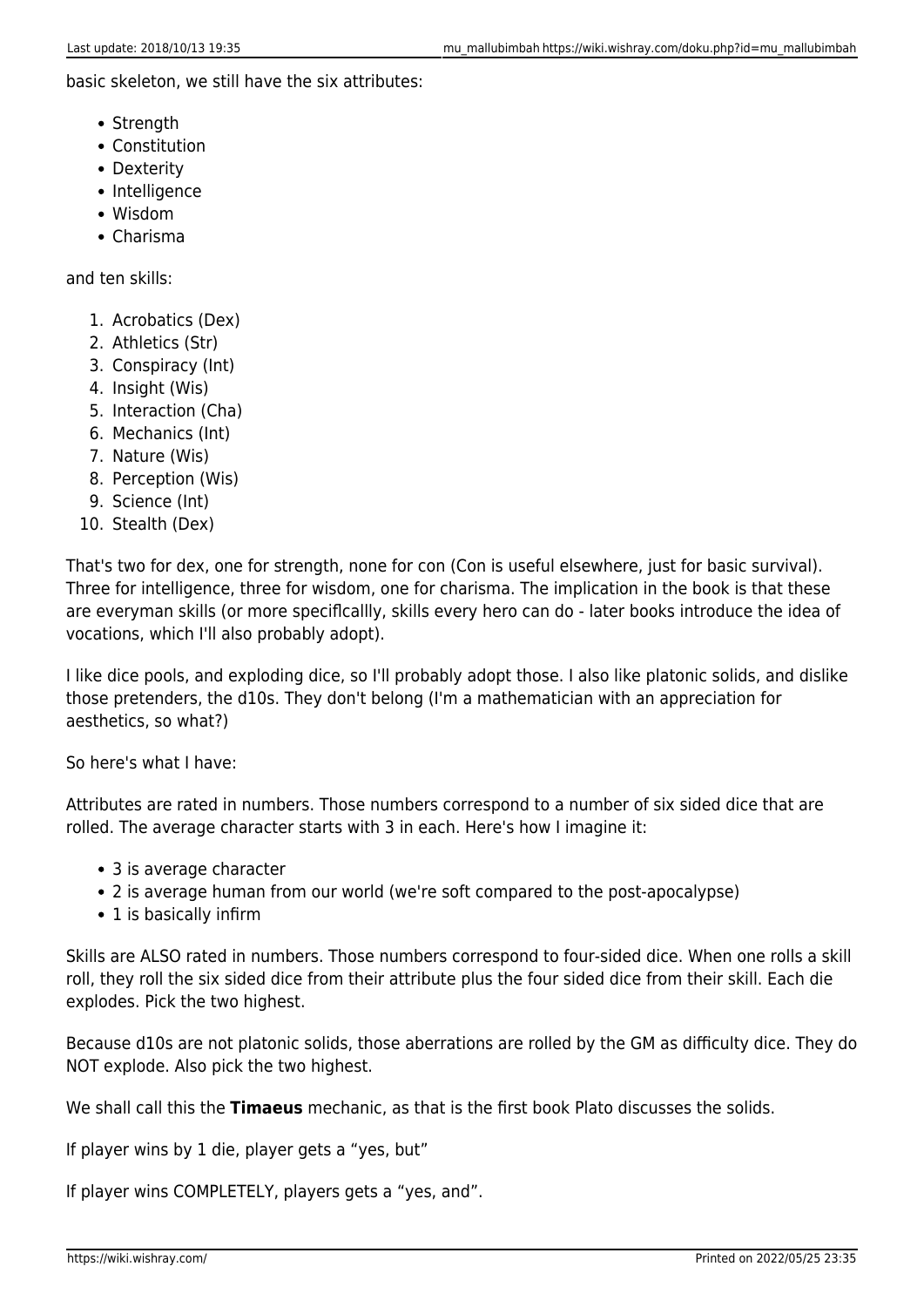basic skeleton, we still have the six attributes:

- Strength
- Constitution
- Dexterity
- Intelligence
- Wisdom
- Charisma

and ten skills:

1. Acrobatics (Dex)
2. Athletics (Str)
3. Conspiracy (Int)
4. Insight (Wis)
5. Interaction (Cha)
6. Mechanics (Int)
7. Nature (Wis)
8. Perception (Wis)
9. Science (Int)
10. Stealth (Dex)

That's two for dex, one for strength, none for con (Con is useful elsewhere, just for basic survival). Three for intelligence, three for wisdom, one for charisma. The implication in the book is that these are everyman skills (or more speciflcallly, skills every hero can do - later books introduce the idea of vocations, which I'll also probably adopt).

I like dice pools, and exploding dice, so I'll probably adopt those. I also like platonic solids, and dislike those pretenders, the d10s. They don't belong (I'm a mathematician with an appreciation for aesthetics, so what?)

So here's what I have:

Attributes are rated in numbers. Those numbers correspond to a number of six sided dice that are rolled. The average character starts with 3 in each. Here's how I imagine it:

- 3 is average character
- 2 is average human from our world (we're soft compared to the post-apocalypse)
- 1 is basically infirm

Skills are ALSO rated in numbers. Those numbers correspond to four-sided dice. When one rolls a skill roll, they roll the six sided dice from their attribute plus the four sided dice from their skill. Each die explodes. Pick the two highest.

Because d10s are not platonic solids, those aberrations are rolled by the GM as difficulty dice. They do NOT explode. Also pick the two highest.

We shall call this the **Timaeus** mechanic, as that is the first book Plato discusses the solids.

If player wins by 1 die, player gets a "yes, but"

If player wins COMPLETELY, players gets a "yes, and".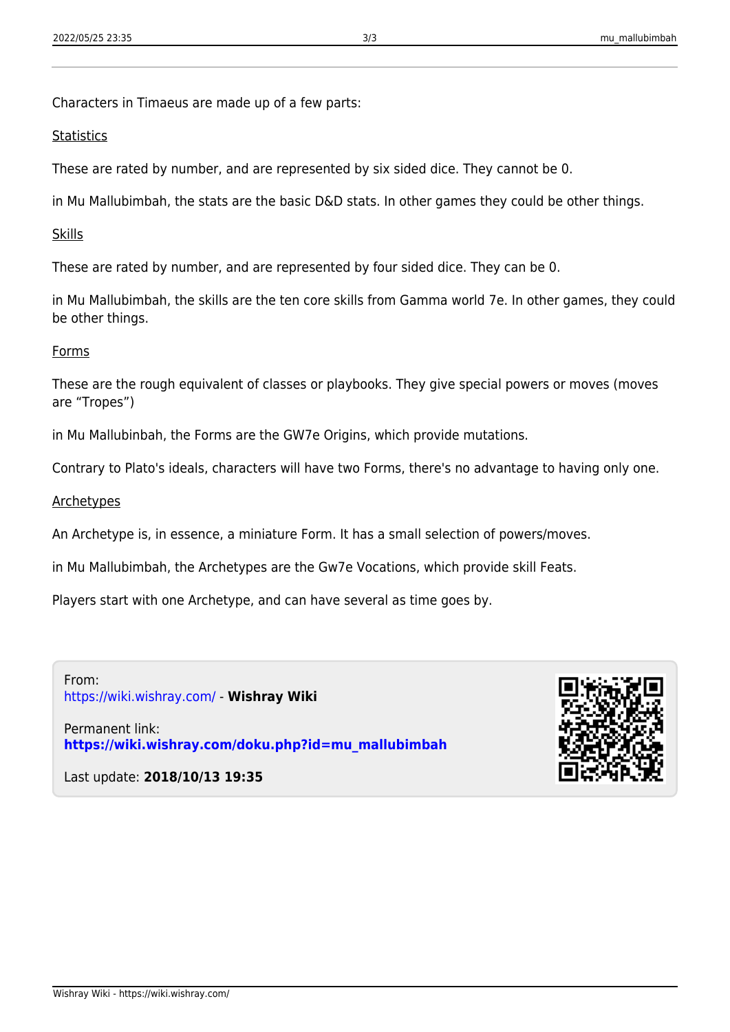Characters in Timaeus are made up of a few parts:

Statistics

These are rated by number, and are represented by six sided dice. They cannot be 0.

in Mu Mallubimbah, the stats are the basic D&D stats. In other games they could be other things.

Skills

These are rated by number, and are represented by four sided dice. They can be 0.

in Mu Mallubimbah, the skills are the ten core skills from Gamma world 7e. In other games, they could be other things.

Forms

These are the rough equivalent of classes or playbooks. They give special powers or moves (moves are "Tropes")

in Mu Mallubinbah, the Forms are the GW7e Origins, which provide mutations.

Contrary to Plato's ideals, characters will have two Forms, there's no advantage to having only one.

Archetypes

An Archetype is, in essence, a miniature Form. It has a small selection of powers/moves.

in Mu Mallubimbah, the Archetypes are the Gw7e Vocations, which provide skill Feats.

Players start with one Archetype, and can have several as time goes by.

From:
https://wiki.wishray.com/ - **Wishray Wiki**

Permanent link:
**https://wiki.wishray.com/doku.php?id=mu_mallubimbah**

Last update: **2018/10/13 19:35**